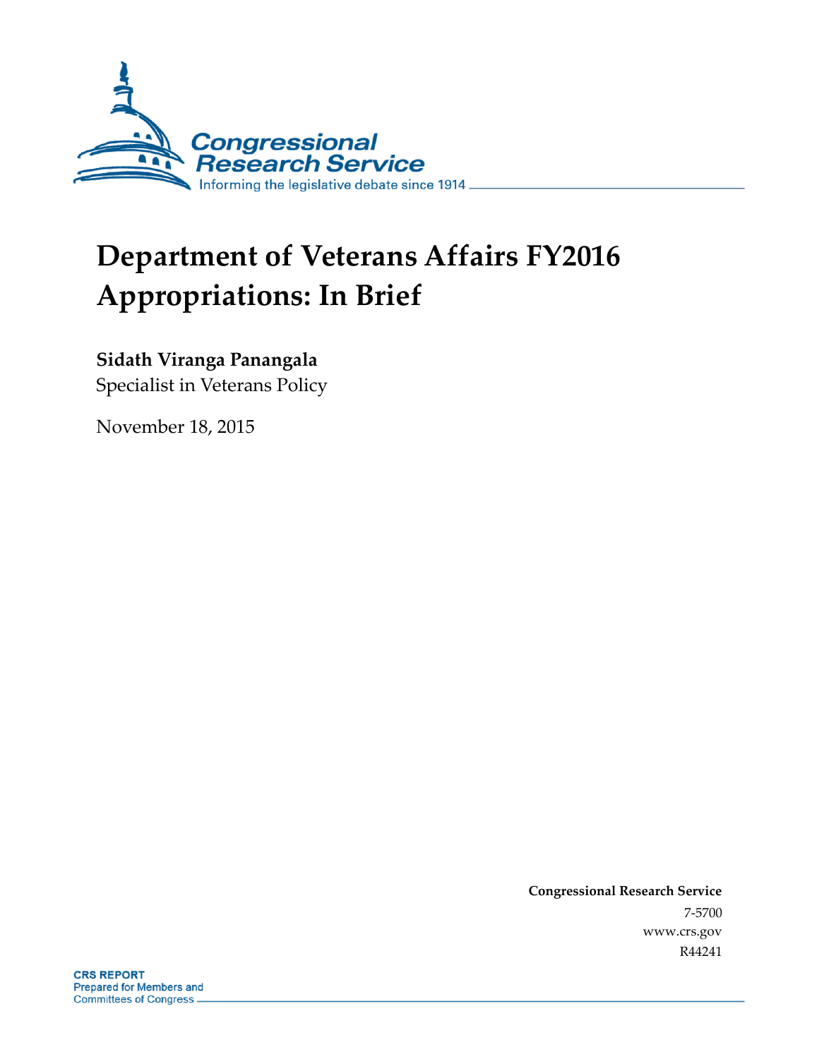# Department of Veterans Affairs FY2016 Appropriations: In Brief

**Sidath Viranga Panangala**
Specialist in Veterans Policy

November 18, 2015

**Congressional Research Service**
7-5700
www.crs.gov
R44241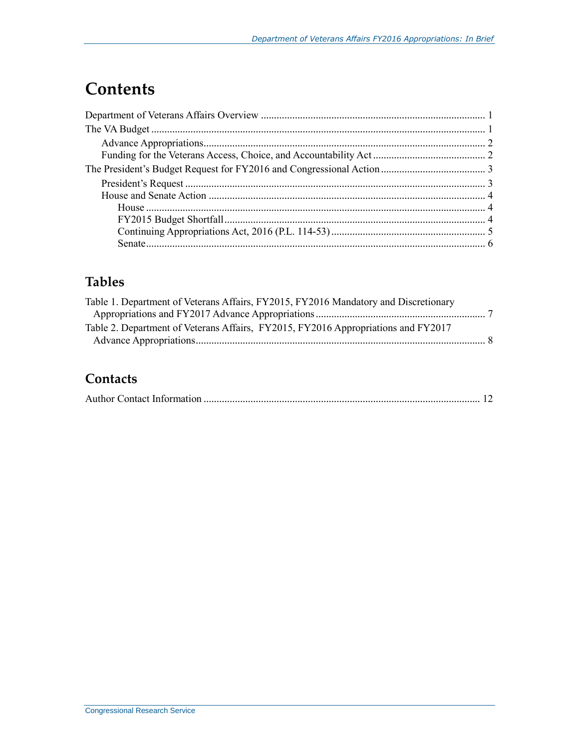# Contents

Department of Veterans Affairs Overview ..... 1
The VA Budget ..... 1
- Advance Appropriations ..... 2
- Funding for the Veterans Access, Choice, and Accountability Act ..... 2

The President's Budget Request for FY2016 and Congressional Action ..... 3
- President's Request ..... 3
- House and Senate Action ..... 4
  - House ..... 4
  - FY2015 Budget Shortfall ..... 4
  - Continuing Appropriations Act, 2016 (P.L. 114-53) ..... 5
  - Senate ..... 6

## Tables

Table 1. Department of Veterans Affairs, FY2015, FY2016 Mandatory and Discretionary Appropriations and FY2017 Advance Appropriations ..... 7
Table 2. Department of Veterans Affairs, FY2015, FY2016 Appropriations and FY2017 Advance Appropriations ..... 8

## Contacts

Author Contact Information ..... 12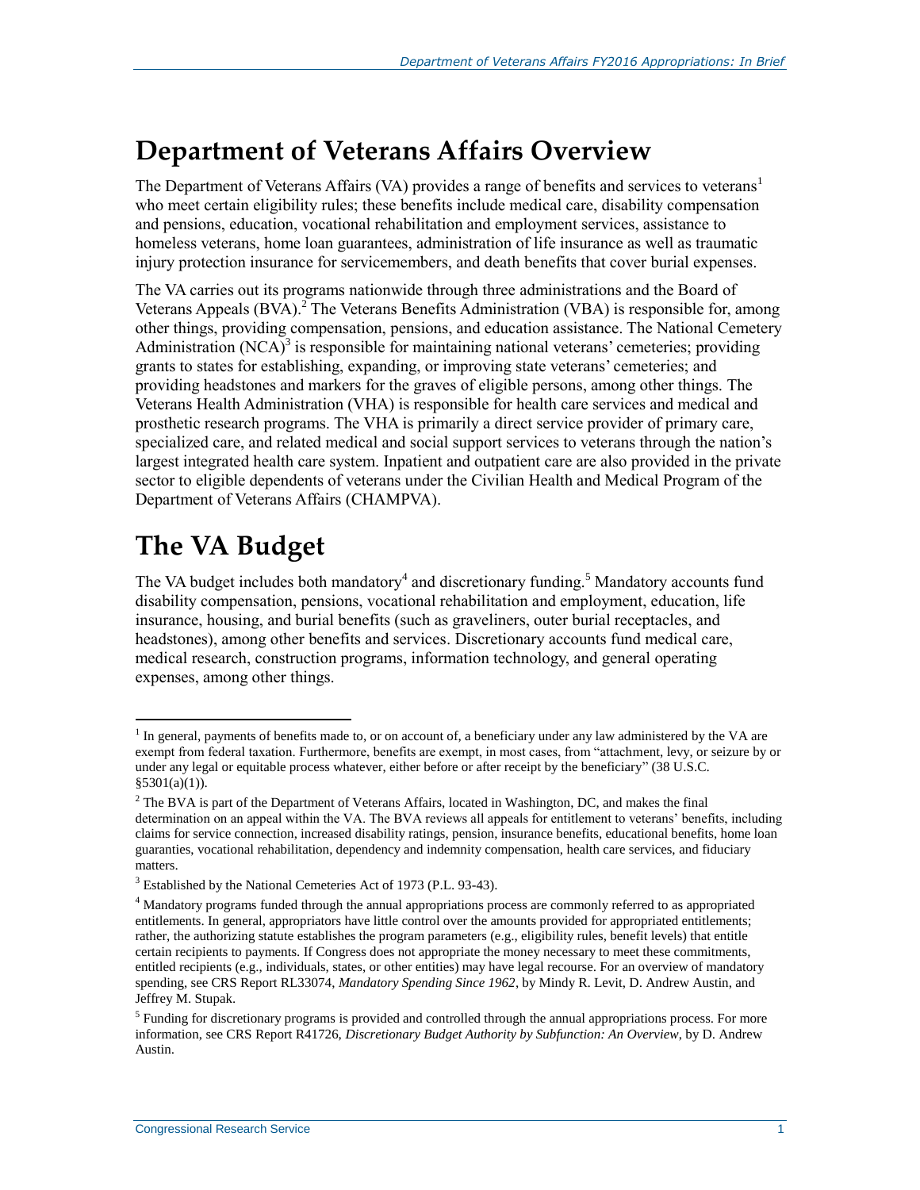# Department of Veterans Affairs Overview

The Department of Veterans Affairs (VA) provides a range of benefits and services to veterans[1] who meet certain eligibility rules; these benefits include medical care, disability compensation and pensions, education, vocational rehabilitation and employment services, assistance to homeless veterans, home loan guarantees, administration of life insurance as well as traumatic injury protection insurance for servicemembers, and death benefits that cover burial expenses.

The VA carries out its programs nationwide through three administrations and the Board of Veterans Appeals (BVA).[2] The Veterans Benefits Administration (VBA) is responsible for, among other things, providing compensation, pensions, and education assistance. The National Cemetery Administration (NCA)[3] is responsible for maintaining national veterans' cemeteries; providing grants to states for establishing, expanding, or improving state veterans' cemeteries; and providing headstones and markers for the graves of eligible persons, among other things. The Veterans Health Administration (VHA) is responsible for health care services and medical and prosthetic research programs. The VHA is primarily a direct service provider of primary care, specialized care, and related medical and social support services to veterans through the nation's largest integrated health care system. Inpatient and outpatient care are also provided in the private sector to eligible dependents of veterans under the Civilian Health and Medical Program of the Department of Veterans Affairs (CHAMPVA).

# The VA Budget

The VA budget includes both mandatory[4] and discretionary funding.[5] Mandatory accounts fund disability compensation, pensions, vocational rehabilitation and employment, education, life insurance, housing, and burial benefits (such as graveliners, outer burial receptacles, and headstones), among other benefits and services. Discretionary accounts fund medical care, medical research, construction programs, information technology, and general operating expenses, among other things.

---

[1] In general, payments of benefits made to, or on account of, a beneficiary under any law administered by the VA are exempt from federal taxation. Furthermore, benefits are exempt, in most cases, from "attachment, levy, or seizure by or under any legal or equitable process whatever, either before or after receipt by the beneficiary" (38 U.S.C. §5301(a)(1)).

[2] The BVA is part of the Department of Veterans Affairs, located in Washington, DC, and makes the final determination on an appeal within the VA. The BVA reviews all appeals for entitlement to veterans' benefits, including claims for service connection, increased disability ratings, pension, insurance benefits, educational benefits, home loan guaranties, vocational rehabilitation, dependency and indemnity compensation, health care services, and fiduciary matters.

[3] Established by the National Cemeteries Act of 1973 (P.L. 93-43).

[4] Mandatory programs funded through the annual appropriations process are commonly referred to as appropriated entitlements. In general, appropriators have little control over the amounts provided for appropriated entitlements; rather, the authorizing statute establishes the program parameters (e.g., eligibility rules, benefit levels) that entitle certain recipients to payments. If Congress does not appropriate the money necessary to meet these commitments, entitled recipients (e.g., individuals, states, or other entities) may have legal recourse. For an overview of mandatory spending, see CRS Report RL33074, *Mandatory Spending Since 1962*, by Mindy R. Levit, D. Andrew Austin, and Jeffrey M. Stupak.

[5] Funding for discretionary programs is provided and controlled through the annual appropriations process. For more information, see CRS Report R41726, *Discretionary Budget Authority by Subfunction: An Overview*, by D. Andrew Austin.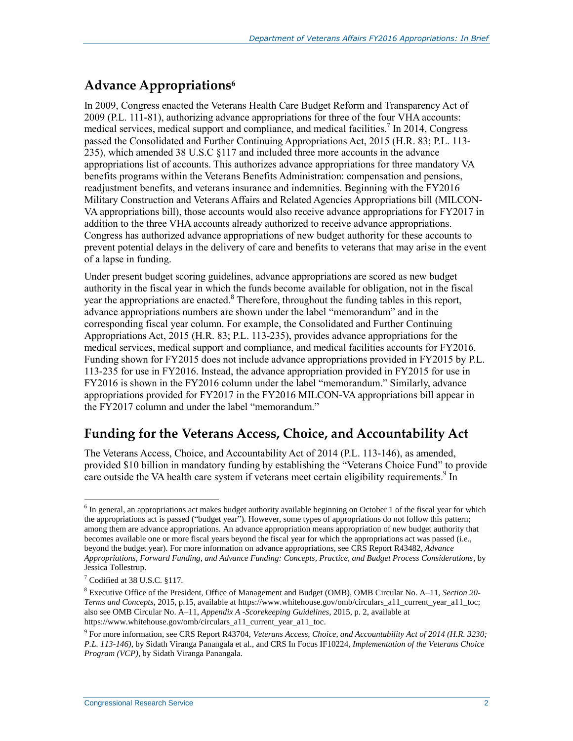## Advance Appropriations[6]

In 2009, Congress enacted the Veterans Health Care Budget Reform and Transparency Act of 2009 (P.L. 111-81), authorizing advance appropriations for three of the four VHA accounts: medical services, medical support and compliance, and medical facilities.[7] In 2014, Congress passed the Consolidated and Further Continuing Appropriations Act, 2015 (H.R. 83; P.L. 113-235), which amended 38 U.S.C §117 and included three more accounts in the advance appropriations list of accounts. This authorizes advance appropriations for three mandatory VA benefits programs within the Veterans Benefits Administration: compensation and pensions, readjustment benefits, and veterans insurance and indemnities. Beginning with the FY2016 Military Construction and Veterans Affairs and Related Agencies Appropriations bill (MILCON-VA appropriations bill), those accounts would also receive advance appropriations for FY2017 in addition to the three VHA accounts already authorized to receive advance appropriations. Congress has authorized advance appropriations of new budget authority for these accounts to prevent potential delays in the delivery of care and benefits to veterans that may arise in the event of a lapse in funding.

Under present budget scoring guidelines, advance appropriations are scored as new budget authority in the fiscal year in which the funds become available for obligation, not in the fiscal year the appropriations are enacted.[8] Therefore, throughout the funding tables in this report, advance appropriations numbers are shown under the label "memorandum" and in the corresponding fiscal year column. For example, the Consolidated and Further Continuing Appropriations Act, 2015 (H.R. 83; P.L. 113-235), provides advance appropriations for the medical services, medical support and compliance, and medical facilities accounts for FY2016. Funding shown for FY2015 does not include advance appropriations provided in FY2015 by P.L. 113-235 for use in FY2016. Instead, the advance appropriation provided in FY2015 for use in FY2016 is shown in the FY2016 column under the label "memorandum." Similarly, advance appropriations provided for FY2017 in the FY2016 MILCON-VA appropriations bill appear in the FY2017 column and under the label "memorandum."

## Funding for the Veterans Access, Choice, and Accountability Act

The Veterans Access, Choice, and Accountability Act of 2014 (P.L. 113-146), as amended, provided $10 billion in mandatory funding by establishing the "Veterans Choice Fund" to provide care outside the VA health care system if veterans meet certain eligibility requirements.[9] In

---

[6] In general, an appropriations act makes budget authority available beginning on October 1 of the fiscal year for which the appropriations act is passed ("budget year"). However, some types of appropriations do not follow this pattern; among them are advance appropriations. An advance appropriation means appropriation of new budget authority that becomes available one or more fiscal years beyond the fiscal year for which the appropriations act was passed (i.e., beyond the budget year). For more information on advance appropriations, see CRS Report R43482, *Advance Appropriations, Forward Funding, and Advance Funding: Concepts, Practice, and Budget Process Considerations*, by Jessica Tollestrup.

[7] Codified at 38 U.S.C. §117.

[8] Executive Office of the President, Office of Management and Budget (OMB), OMB Circular No. A–11, *Section 20-Terms and Concepts*, 2015, p.15, available at https://www.whitehouse.gov/omb/circulars_a11_current_year_a11_toc; also see OMB Circular No. A–11, *Appendix A -Scorekeeping Guidelines*, 2015, p. 2, available at https://www.whitehouse.gov/omb/circulars_a11_current_year_a11_toc.

[9] For more information, see CRS Report R43704, *Veterans Access, Choice, and Accountability Act of 2014 (H.R. 3230; P.L. 113-146)*, by Sidath Viranga Panangala et al., and CRS In Focus IF10224, *Implementation of the Veterans Choice Program (VCP)*, by Sidath Viranga Panangala.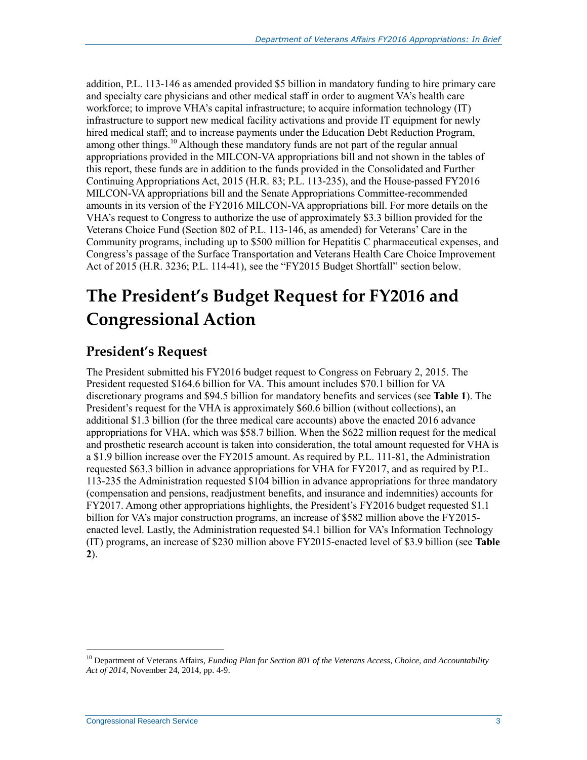addition, P.L. 113-146 as amended provided $5 billion in mandatory funding to hire primary care and specialty care physicians and other medical staff in order to augment VA's health care workforce; to improve VHA's capital infrastructure; to acquire information technology (IT) infrastructure to support new medical facility activations and provide IT equipment for newly hired medical staff; and to increase payments under the Education Debt Reduction Program, among other things.[10] Although these mandatory funds are not part of the regular annual appropriations provided in the MILCON-VA appropriations bill and not shown in the tables of this report, these funds are in addition to the funds provided in the Consolidated and Further Continuing Appropriations Act, 2015 (H.R. 83; P.L. 113-235), and the House-passed FY2016 MILCON-VA appropriations bill and the Senate Appropriations Committee-recommended amounts in its version of the FY2016 MILCON-VA appropriations bill. For more details on the VHA's request to Congress to authorize the use of approximately $3.3 billion provided for the Veterans Choice Fund (Section 802 of P.L. 113-146, as amended) for Veterans' Care in the Community programs, including up to $500 million for Hepatitis C pharmaceutical expenses, and Congress's passage of the Surface Transportation and Veterans Health Care Choice Improvement Act of 2015 (H.R. 3236; P.L. 114-41), see the "FY2015 Budget Shortfall" section below.

# The President's Budget Request for FY2016 and Congressional Action

## President's Request

The President submitted his FY2016 budget request to Congress on February 2, 2015. The President requested $164.6 billion for VA. This amount includes $70.1 billion for VA discretionary programs and $94.5 billion for mandatory benefits and services (see **Table 1**). The President's request for the VHA is approximately $60.6 billion (without collections), an additional $1.3 billion (for the three medical care accounts) above the enacted 2016 advance appropriations for VHA, which was $58.7 billion. When the $622 million request for the medical and prosthetic research account is taken into consideration, the total amount requested for VHA is a $1.9 billion increase over the FY2015 amount. As required by P.L. 111-81, the Administration requested $63.3 billion in advance appropriations for VHA for FY2017, and as required by P.L. 113-235 the Administration requested $104 billion in advance appropriations for three mandatory (compensation and pensions, readjustment benefits, and insurance and indemnities) accounts for FY2017. Among other appropriations highlights, the President's FY2016 budget requested $1.1 billion for VA's major construction programs, an increase of $582 million above the FY2015-enacted level. Lastly, the Administration requested $4.1 billion for VA's Information Technology (IT) programs, an increase of $230 million above FY2015-enacted level of $3.9 billion (see **Table 2**).

[10] Department of Veterans Affairs, *Funding Plan for Section 801 of the Veterans Access, Choice, and Accountability Act of 2014*, November 24, 2014, pp. 4-9.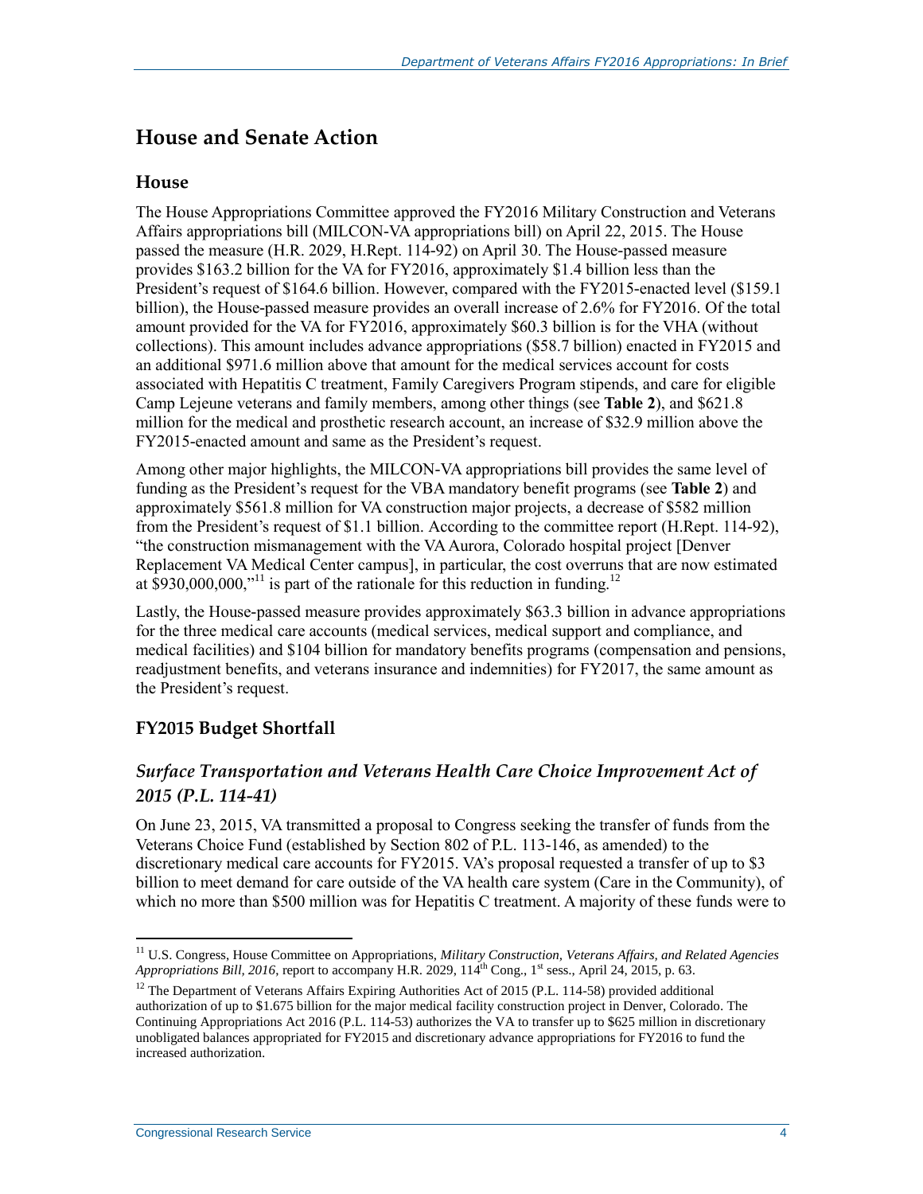## House and Senate Action

### House

The House Appropriations Committee approved the FY2016 Military Construction and Veterans Affairs appropriations bill (MILCON-VA appropriations bill) on April 22, 2015. The House passed the measure (H.R. 2029, H.Rept. 114-92) on April 30. The House-passed measure provides $163.2 billion for the VA for FY2016, approximately $1.4 billion less than the President's request of $164.6 billion. However, compared with the FY2015-enacted level ($159.1 billion), the House-passed measure provides an overall increase of 2.6% for FY2016. Of the total amount provided for the VA for FY2016, approximately $60.3 billion is for the VHA (without collections). This amount includes advance appropriations ($58.7 billion) enacted in FY2015 and an additional $971.6 million above that amount for the medical services account for costs associated with Hepatitis C treatment, Family Caregivers Program stipends, and care for eligible Camp Lejeune veterans and family members, among other things (see **Table 2**), and $621.8 million for the medical and prosthetic research account, an increase of $32.9 million above the FY2015-enacted amount and same as the President's request.

Among other major highlights, the MILCON-VA appropriations bill provides the same level of funding as the President's request for the VBA mandatory benefit programs (see **Table 2**) and approximately $561.8 million for VA construction major projects, a decrease of $582 million from the President's request of $1.1 billion. According to the committee report (H.Rept. 114-92), "the construction mismanagement with the VA Aurora, Colorado hospital project [Denver Replacement VA Medical Center campus], in particular, the cost overruns that are now estimated at $930,000,000,"[11] is part of the rationale for this reduction in funding.[12]

Lastly, the House-passed measure provides approximately $63.3 billion in advance appropriations for the three medical care accounts (medical services, medical support and compliance, and medical facilities) and $104 billion for mandatory benefits programs (compensation and pensions, readjustment benefits, and veterans insurance and indemnities) for FY2017, the same amount as the President's request.

### FY2015 Budget Shortfall

#### *Surface Transportation and Veterans Health Care Choice Improvement Act of 2015 (P.L. 114-41)*

On June 23, 2015, VA transmitted a proposal to Congress seeking the transfer of funds from the Veterans Choice Fund (established by Section 802 of P.L. 113-146, as amended) to the discretionary medical care accounts for FY2015. VA's proposal requested a transfer of up to $3 billion to meet demand for care outside of the VA health care system (Care in the Community), of which no more than $500 million was for Hepatitis C treatment. A majority of these funds were to

---

[11] U.S. Congress, House Committee on Appropriations, *Military Construction, Veterans Affairs, and Related Agencies Appropriations Bill, 2016*, report to accompany H.R. 2029, 114th Cong., 1st sess., April 24, 2015, p. 63.

[12] The Department of Veterans Affairs Expiring Authorities Act of 2015 (P.L. 114-58) provided additional authorization of up to $1.675 billion for the major medical facility construction project in Denver, Colorado. The Continuing Appropriations Act 2016 (P.L. 114-53) authorizes the VA to transfer up to $625 million in discretionary unobligated balances appropriated for FY2015 and discretionary advance appropriations for FY2016 to fund the increased authorization.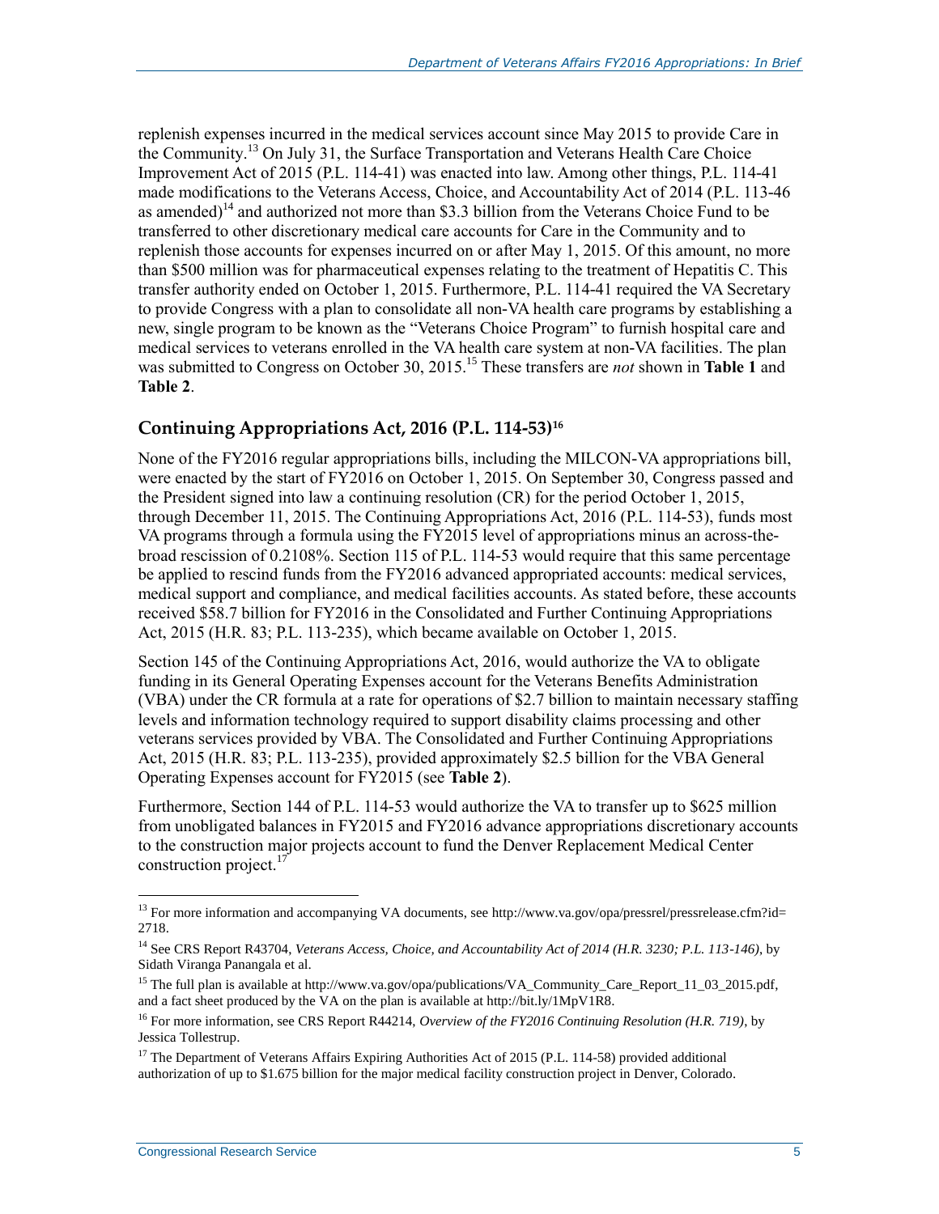replenish expenses incurred in the medical services account since May 2015 to provide Care in the Community.[13] On July 31, the Surface Transportation and Veterans Health Care Choice Improvement Act of 2015 (P.L. 114-41) was enacted into law. Among other things, P.L. 114-41 made modifications to the Veterans Access, Choice, and Accountability Act of 2014 (P.L. 113-46 as amended)[14] and authorized not more than $3.3 billion from the Veterans Choice Fund to be transferred to other discretionary medical care accounts for Care in the Community and to replenish those accounts for expenses incurred on or after May 1, 2015. Of this amount, no more than $500 million was for pharmaceutical expenses relating to the treatment of Hepatitis C. This transfer authority ended on October 1, 2015. Furthermore, P.L. 114-41 required the VA Secretary to provide Congress with a plan to consolidate all non-VA health care programs by establishing a new, single program to be known as the "Veterans Choice Program" to furnish hospital care and medical services to veterans enrolled in the VA health care system at non-VA facilities. The plan was submitted to Congress on October 30, 2015.[15] These transfers are *not* shown in **Table 1** and **Table 2**.

## Continuing Appropriations Act, 2016 (P.L. 114-53)[16]

None of the FY2016 regular appropriations bills, including the MILCON-VA appropriations bill, were enacted by the start of FY2016 on October 1, 2015. On September 30, Congress passed and the President signed into law a continuing resolution (CR) for the period October 1, 2015, through December 11, 2015. The Continuing Appropriations Act, 2016 (P.L. 114-53), funds most VA programs through a formula using the FY2015 level of appropriations minus an across-the-broad rescission of 0.2108%. Section 115 of P.L. 114-53 would require that this same percentage be applied to rescind funds from the FY2016 advanced appropriated accounts: medical services, medical support and compliance, and medical facilities accounts. As stated before, these accounts received $58.7 billion for FY2016 in the Consolidated and Further Continuing Appropriations Act, 2015 (H.R. 83; P.L. 113-235), which became available on October 1, 2015.

Section 145 of the Continuing Appropriations Act, 2016, would authorize the VA to obligate funding in its General Operating Expenses account for the Veterans Benefits Administration (VBA) under the CR formula at a rate for operations of $2.7 billion to maintain necessary staffing levels and information technology required to support disability claims processing and other veterans services provided by VBA. The Consolidated and Further Continuing Appropriations Act, 2015 (H.R. 83; P.L. 113-235), provided approximately $2.5 billion for the VBA General Operating Expenses account for FY2015 (see **Table 2**).

Furthermore, Section 144 of P.L. 114-53 would authorize the VA to transfer up to $625 million from unobligated balances in FY2015 and FY2016 advance appropriations discretionary accounts to the construction major projects account to fund the Denver Replacement Medical Center construction project.[17]

---

[13] For more information and accompanying VA documents, see http://www.va.gov/opa/pressrel/pressrelease.cfm?id=2718.

[14] See CRS Report R43704, *Veterans Access, Choice, and Accountability Act of 2014 (H.R. 3230; P.L. 113-146)*, by Sidath Viranga Panangala et al.

[15] The full plan is available at http://www.va.gov/opa/publications/VA_Community_Care_Report_11_03_2015.pdf, and a fact sheet produced by the VA on the plan is available at http://bit.ly/1MpV1R8.

[16] For more information, see CRS Report R44214, *Overview of the FY2016 Continuing Resolution (H.R. 719)*, by Jessica Tollestrup.

[17] The Department of Veterans Affairs Expiring Authorities Act of 2015 (P.L. 114-58) provided additional authorization of up to $1.675 billion for the major medical facility construction project in Denver, Colorado.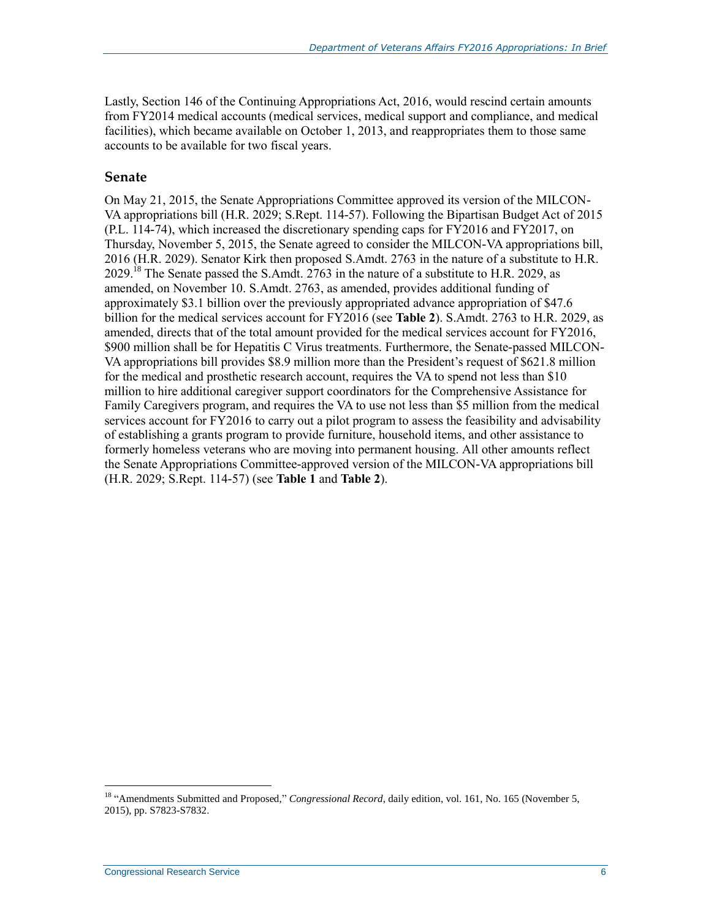Lastly, Section 146 of the Continuing Appropriations Act, 2016, would rescind certain amounts from FY2014 medical accounts (medical services, medical support and compliance, and medical facilities), which became available on October 1, 2013, and reappropriates them to those same accounts to be available for two fiscal years.

### Senate

On May 21, 2015, the Senate Appropriations Committee approved its version of the MILCON-VA appropriations bill (H.R. 2029; S.Rept. 114-57). Following the Bipartisan Budget Act of 2015 (P.L. 114-74), which increased the discretionary spending caps for FY2016 and FY2017, on Thursday, November 5, 2015, the Senate agreed to consider the MILCON-VA appropriations bill, 2016 (H.R. 2029). Senator Kirk then proposed S.Amdt. 2763 in the nature of a substitute to H.R. 2029.[18] The Senate passed the S.Amdt. 2763 in the nature of a substitute to H.R. 2029, as amended, on November 10. S.Amdt. 2763, as amended, provides additional funding of approximately $3.1 billion over the previously appropriated advance appropriation of $47.6 billion for the medical services account for FY2016 (see **Table 2**). S.Amdt. 2763 to H.R. 2029, as amended, directs that of the total amount provided for the medical services account for FY2016, $900 million shall be for Hepatitis C Virus treatments. Furthermore, the Senate-passed MILCON-VA appropriations bill provides $8.9 million more than the President's request of $621.8 million for the medical and prosthetic research account, requires the VA to spend not less than $10 million to hire additional caregiver support coordinators for the Comprehensive Assistance for Family Caregivers program, and requires the VA to use not less than $5 million from the medical services account for FY2016 to carry out a pilot program to assess the feasibility and advisability of establishing a grants program to provide furniture, household items, and other assistance to formerly homeless veterans who are moving into permanent housing. All other amounts reflect the Senate Appropriations Committee-approved version of the MILCON-VA appropriations bill (H.R. 2029; S.Rept. 114-57) (see **Table 1** and **Table 2**).

---

[18] "Amendments Submitted and Proposed," *Congressional Record*, daily edition, vol. 161, No. 165 (November 5, 2015), pp. S7823-S7832.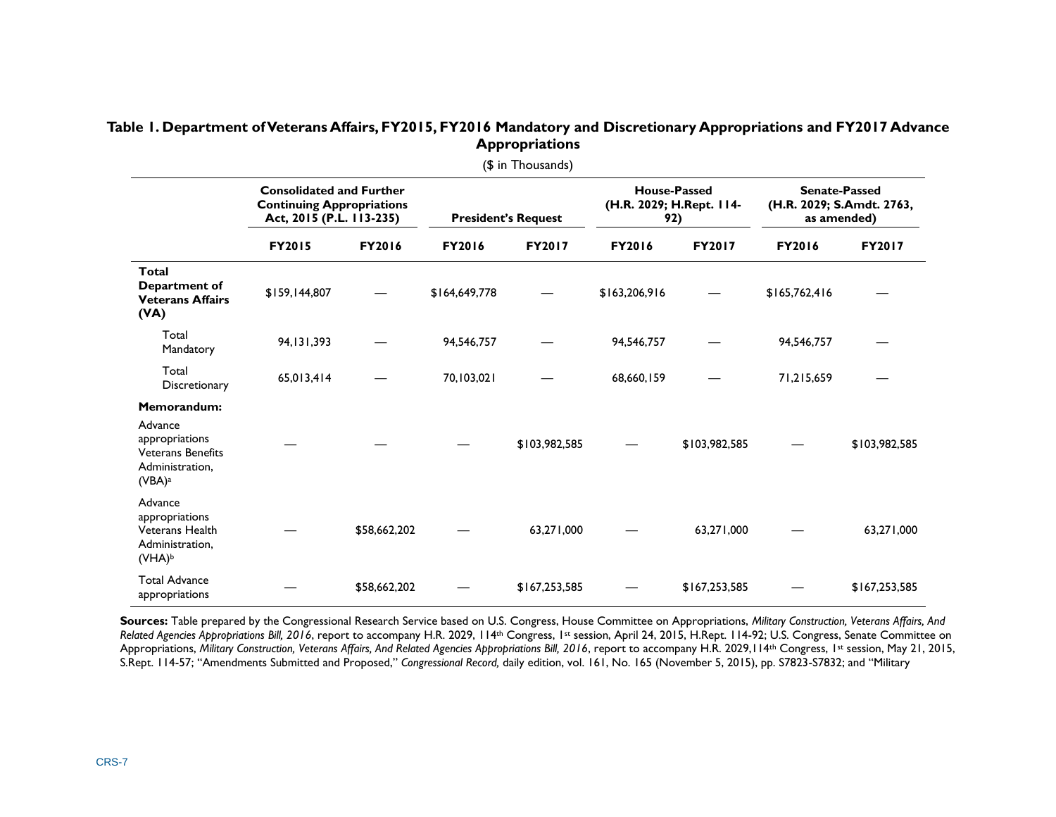**Table 1. Department of Veterans Affairs, FY2015, FY2016 Mandatory and Discretionary Appropriations and FY2017 Advance Appropriations**

($ in Thousands)

| | Consolidated and Further Continuing Appropriations Act, 2015 (P.L. 113-235) | | President's Request | | House-Passed (H.R. 2029; H.Rept. 114-92) | | Senate-Passed (H.R. 2029; S.Amdt. 2763, as amended) | |
|---|---|---|---|---|---|---|---|---|
| | **FY2015** | **FY2016** | **FY2016** | **FY2017** | **FY2016** | **FY2017** | **FY2016** | **FY2017** |
| **Total Department of Veterans Affairs (VA)** | $159,144,807 | — | $164,649,778 | — | $163,206,916 | — | $165,762,416 | — |
| Total Mandatory | 94,131,393 | — | 94,546,757 | — | 94,546,757 | — | 94,546,757 | — |
| Total Discretionary | 65,013,414 | — | 70,103,021 | — | 68,660,159 | — | 71,215,659 | — |
| **Memorandum:** | | | | | | | | |
| Advance appropriations Veterans Benefits Administration, (VBA)[a] | — | — | — | $103,982,585 | — | $103,982,585 | — | $103,982,585 |
| Advance appropriations Veterans Health Administration, (VHA)[b] | — | $58,662,202 | — | 63,271,000 | — | 63,271,000 | — | 63,271,000 |
| Total Advance appropriations | — | $58,662,202 | — | $167,253,585 | — | $167,253,585 | — | $167,253,585 |

**Sources:** Table prepared by the Congressional Research Service based on U.S. Congress, House Committee on Appropriations, *Military Construction, Veterans Affairs, And Related Agencies Appropriations Bill, 2016*, report to accompany H.R. 2029, 114th Congress, 1st session, April 24, 2015, H.Rept. 114-92; U.S. Congress, Senate Committee on Appropriations, *Military Construction, Veterans Affairs, And Related Agencies Appropriations Bill, 2016*, report to accompany H.R. 2029,114th Congress, 1st session, May 21, 2015, S.Rept. 114-57; "Amendments Submitted and Proposed," *Congressional Record,* daily edition, vol. 161, No. 165 (November 5, 2015), pp. S7823-S7832; and "Military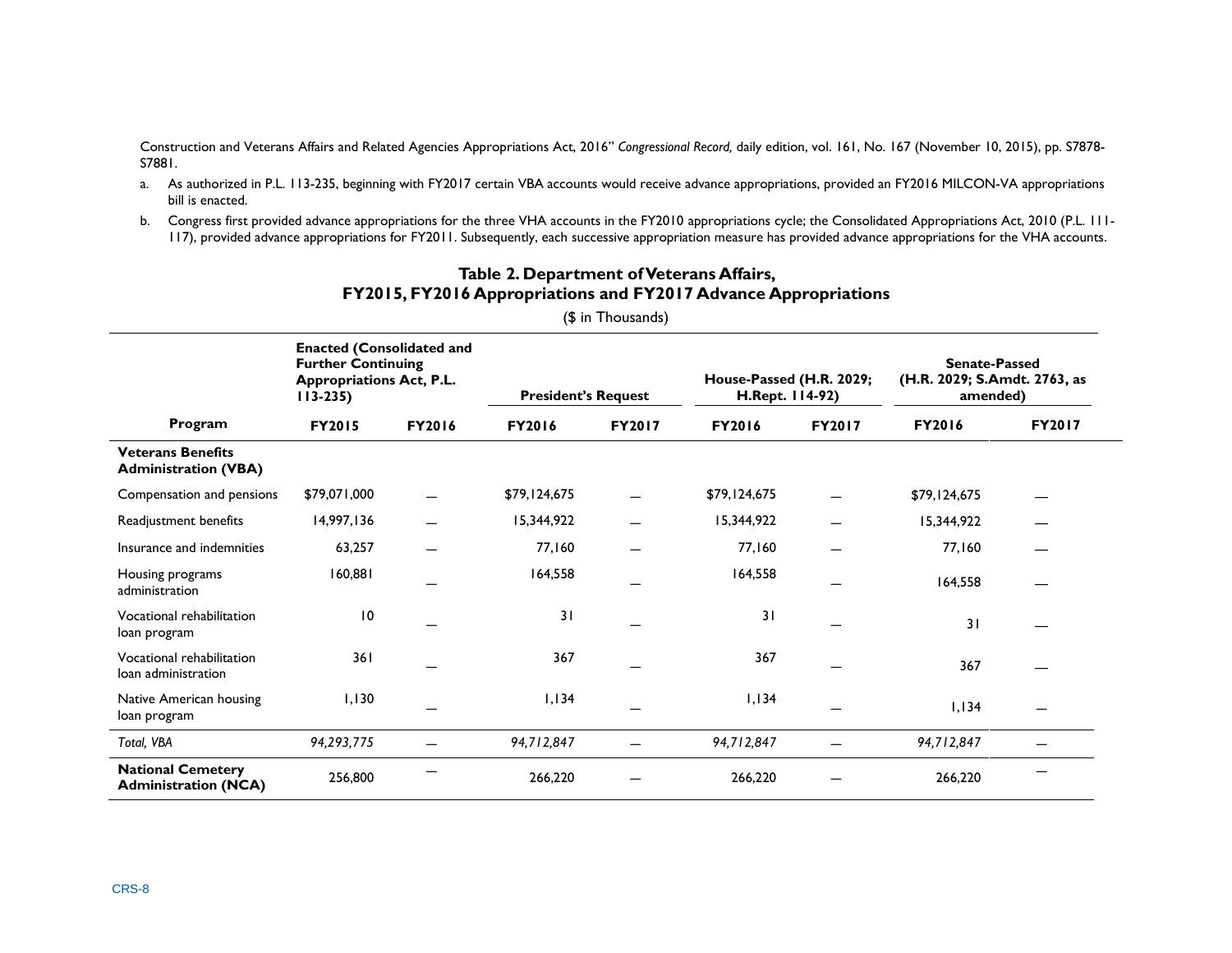Construction and Veterans Affairs and Related Agencies Appropriations Act, 2016" *Congressional Record,* daily edition, vol. 161, No. 167 (November 10, 2015), pp. S7878-S7881.

a. As authorized in P.L. 113-235, beginning with FY2017 certain VBA accounts would receive advance appropriations, provided an FY2016 MILCON-VA appropriations bill is enacted.

b. Congress first provided advance appropriations for the three VHA accounts in the FY2010 appropriations cycle; the Consolidated Appropriations Act, 2010 (P.L. 111-117), provided advance appropriations for FY2011. Subsequently, each successive appropriation measure has provided advance appropriations for the VHA accounts.

**Table 2. Department of Veterans Affairs, FY2015, FY2016 Appropriations and FY2017 Advance Appropriations**

($ in Thousands)

| | Enacted (Consolidated and Further Continuing Appropriations Act, P.L. 113-235) | | President's Request | | House-Passed (H.R. 2029; H.Rept. 114-92) | | Senate-Passed (H.R. 2029; S.Amdt. 2763, as amended) | |
|---|---|---|---|---|---|---|---|---|
| **Program** | **FY2015** | **FY2016** | **FY2016** | **FY2017** | **FY2016** | **FY2017** | **FY2016** | **FY2017** |
| **Veterans Benefits Administration (VBA)** | | | | | | | | |
| Compensation and pensions | $79,071,000 | — | $79,124,675 | — | $79,124,675 | — | $79,124,675 | — |
| Readjustment benefits | 14,997,136 | — | 15,344,922 | — | 15,344,922 | — | 15,344,922 | — |
| Insurance and indemnities | 63,257 | — | 77,160 | — | 77,160 | — | 77,160 | — |
| Housing programs administration | 160,881 | — | 164,558 | — | 164,558 | — | 164,558 | — |
| Vocational rehabilitation loan program | 10 | — | 31 | — | 31 | — | 31 | — |
| Vocational rehabilitation loan administration | 361 | — | 367 | — | 367 | — | 367 | — |
| Native American housing loan program | 1,130 | — | 1,134 | — | 1,134 | — | 1,134 | — |
| *Total, VBA* | *94,293,775* | — | *94,712,847* | — | *94,712,847* | — | *94,712,847* | — |
| **National Cemetery Administration (NCA)** | 256,800 | — | 266,220 | — | 266,220 | — | 266,220 | — |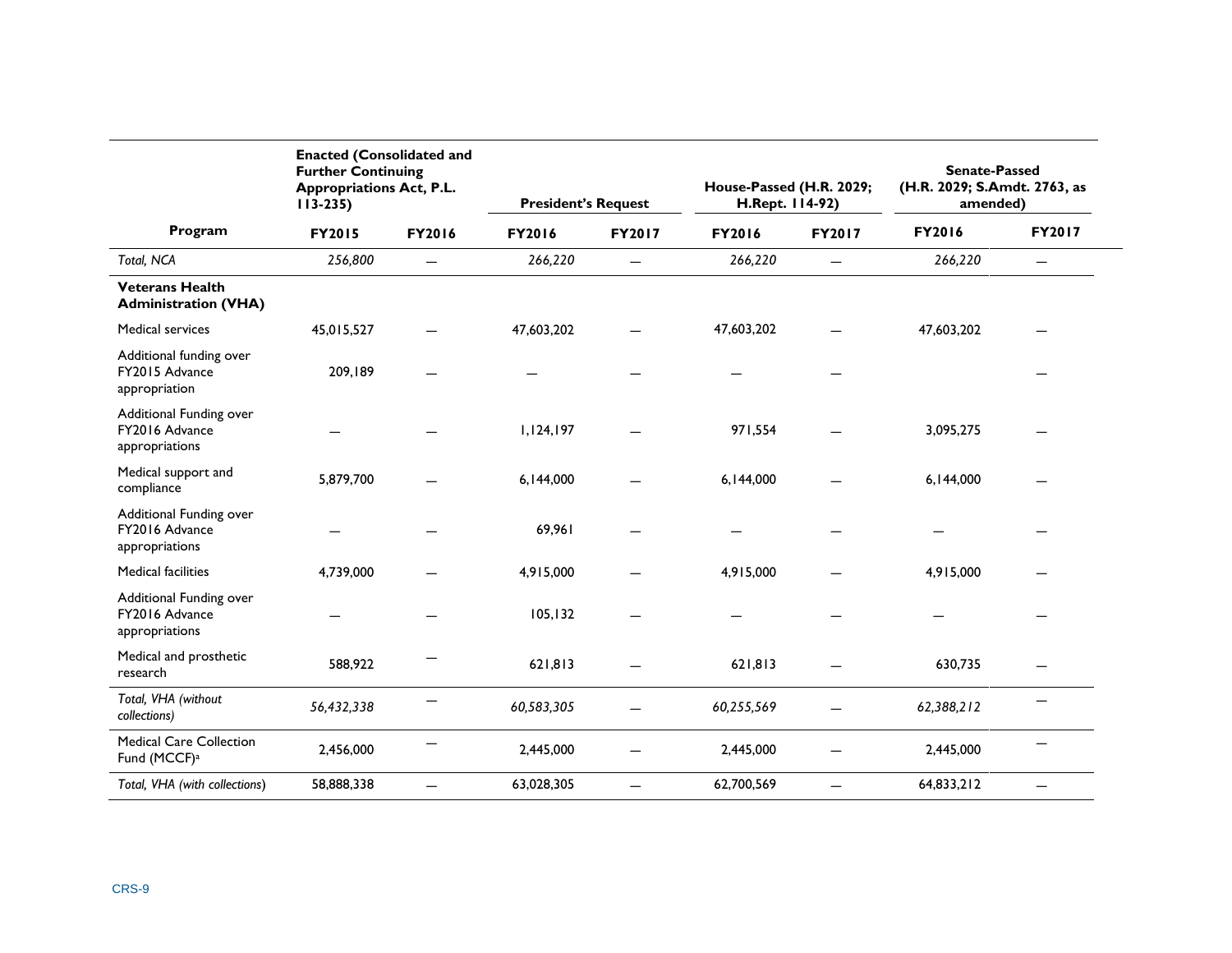| Program | Enacted (Consolidated and Further Continuing Appropriations Act, P.L. 113-235) | | President's Request | | House-Passed (H.R. 2029; H.Rept. 114-92) | | Senate-Passed (H.R. 2029; S.Amdt. 2763, as amended) | |
|---|---|---|---|---|---|---|---|---|
| | FY2015 | FY2016 | FY2016 | FY2017 | FY2016 | FY2017 | FY2016 | FY2017 |
| *Total, NCA* | *256,800* | — | *266,220* | — | *266,220* | — | *266,220* | — |
| **Veterans Health Administration (VHA)** | | | | | | | | |
| Medical services | 45,015,527 | — | 47,603,202 | — | 47,603,202 | — | 47,603,202 | — |
| Additional funding over FY2015 Advance appropriation | 209,189 | — | — | — | — | — | | — |
| Additional Funding over FY2016 Advance appropriations | — | — | 1,124,197 | — | 971,554 | — | 3,095,275 | — |
| Medical support and compliance | 5,879,700 | — | 6,144,000 | — | 6,144,000 | — | 6,144,000 | — |
| Additional Funding over FY2016 Advance appropriations | — | — | 69,961 | — | — | — | — | — |
| Medical facilities | 4,739,000 | — | 4,915,000 | — | 4,915,000 | — | 4,915,000 | — |
| Additional Funding over FY2016 Advance appropriations | — | — | 105,132 | — | — | — | — | — |
| Medical and prosthetic research | 588,922 | — | 621,813 | — | 621,813 | — | 630,735 | — |
| *Total, VHA (without collections)* | *56,432,338* | — | *60,583,305* | — | *60,255,569* | — | *62,388,212* | — |
| Medical Care Collection Fund (MCCF)[a] | 2,456,000 | — | 2,445,000 | — | 2,445,000 | — | 2,445,000 | — |
| *Total, VHA (with collections)* | 58,888,338 | — | 63,028,305 | — | 62,700,569 | — | 64,833,212 | — |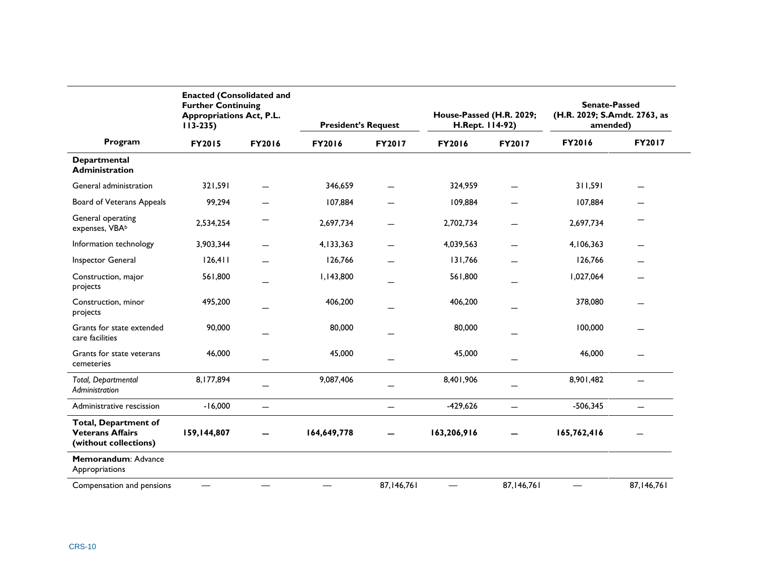| Program | Enacted (Consolidated and Further Continuing Appropriations Act, P.L. 113-235) | | President's Request | | House-Passed (H.R. 2029; H.Rept. 114-92) | | Senate-Passed (H.R. 2029; S.Amdt. 2763, as amended) | |
|---|---|---|---|---|---|---|---|---|
| | FY2015 | FY2016 | FY2016 | FY2017 | FY2016 | FY2017 | FY2016 | FY2017 |
| **Departmental Administration** | | | | | | | | |
| General administration | 321,591 | — | 346,659 | — | 324,959 | — | 311,591 | — |
| Board of Veterans Appeals | 99,294 | — | 107,884 | — | 109,884 | — | 107,884 | — |
| General operating expenses, VBA[b] | 2,534,254 | — | 2,697,734 | — | 2,702,734 | — | 2,697,734 | — |
| Information technology | 3,903,344 | — | 4,133,363 | — | 4,039,563 | — | 4,106,363 | — |
| Inspector General | 126,411 | — | 126,766 | — | 131,766 | — | 126,766 | — |
| Construction, major projects | 561,800 | — | 1,143,800 | — | 561,800 | — | 1,027,064 | — |
| Construction, minor projects | 495,200 | — | 406,200 | — | 406,200 | — | 378,080 | — |
| Grants for state extended care facilities | 90,000 | — | 80,000 | — | 80,000 | — | 100,000 | — |
| Grants for state veterans cemeteries | 46,000 | — | 45,000 | — | 45,000 | — | 46,000 | — |
| *Total, Departmental Administration* | 8,177,894 | — | 9,087,406 | — | 8,401,906 | — | 8,901,482 | — |
| Administrative rescission | -16,000 | — | | — | -429,626 | — | -506,345 | — |
| **Total, Department of Veterans Affairs (without collections)** | **159,144,807** | **—** | **164,649,778** | **—** | **163,206,916** | **—** | **165,762,416** | — |
| **Memorandum**: Advance Appropriations | | | | | | | | |
| Compensation and pensions | — | — | — | 87,146,761 | — | 87,146,761 | — | 87,146,761 |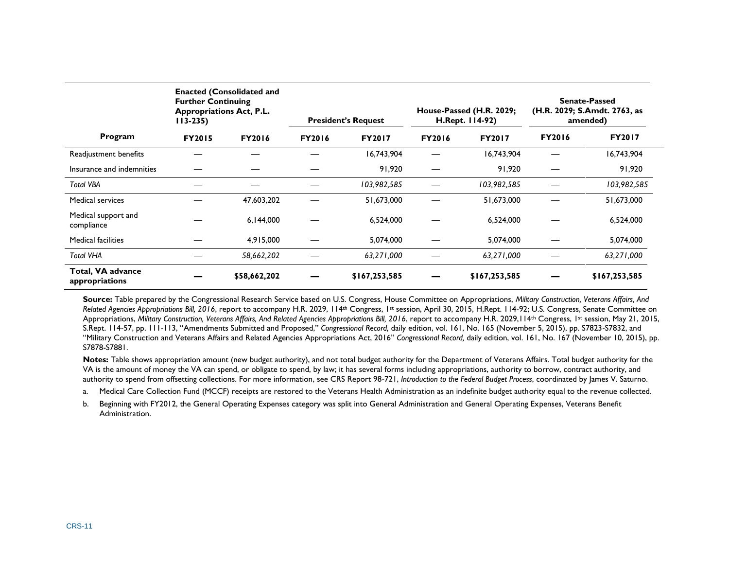| Program | Enacted (Consolidated and Further Continuing Appropriations Act, P.L. 113-235) | | President's Request | | House-Passed (H.R. 2029; H.Rept. 114-92) | | Senate-Passed (H.R. 2029; S.Amdt. 2763, as amended) | |
|---|---|---|---|---|---|---|---|---|
| | FY2015 | FY2016 | FY2016 | FY2017 | FY2016 | FY2017 | FY2016 | FY2017 |
| Readjustment benefits | — | — | — | 16,743,904 | — | 16,743,904 | — | 16,743,904 |
| Insurance and indemnities | — | — | — | 91,920 | — | 91,920 | — | 91,920 |
| *Total VBA* | — | — | — | *103,982,585* | — | *103,982,585* | — | *103,982,585* |
| Medical services | — | 47,603,202 | — | 51,673,000 | — | 51,673,000 | — | 51,673,000 |
| Medical support and compliance | — | 6,144,000 | — | 6,524,000 | — | 6,524,000 | — | 6,524,000 |
| Medical facilities | — | 4,915,000 | — | 5,074,000 | — | 5,074,000 | — | 5,074,000 |
| *Total VHA* | — | *58,662,202* | — | *63,271,000* | — | *63,271,000* | — | *63,271,000* |
| **Total, VA advance appropriations** | **—** | **$58,662,202** | **—** | **$167,253,585** | **—** | **$167,253,585** | **—** | **$167,253,585** |

**Source:** Table prepared by the Congressional Research Service based on U.S. Congress, House Committee on Appropriations, *Military Construction, Veterans Affairs, And Related Agencies Appropriations Bill, 2016*, report to accompany H.R. 2029, 114th Congress, 1st session, April 30, 2015, H.Rept. 114-92; U.S. Congress, Senate Committee on Appropriations, *Military Construction, Veterans Affairs, And Related Agencies Appropriations Bill, 2016*, report to accompany H.R. 2029,114th Congress, 1st session, May 21, 2015, S.Rept. 114-57, pp. 111-113, "Amendments Submitted and Proposed," *Congressional Record,* daily edition, vol. 161, No. 165 (November 5, 2015), pp. S7823-S7832, and "Military Construction and Veterans Affairs and Related Agencies Appropriations Act, 2016" *Congressional Record,* daily edition, vol. 161, No. 167 (November 10, 2015), pp. S7878-S7881.

**Notes:** Table shows appropriation amount (new budget authority), and not total budget authority for the Department of Veterans Affairs. Total budget authority for the VA is the amount of money the VA can spend, or obligate to spend, by law; it has several forms including appropriations, authority to borrow, contract authority, and authority to spend from offsetting collections. For more information, see CRS Report 98-721, *Introduction to the Federal Budget Process*, coordinated by James V. Saturno.

a. Medical Care Collection Fund (MCCF) receipts are restored to the Veterans Health Administration as an indefinite budget authority equal to the revenue collected.

b. Beginning with FY2012, the General Operating Expenses category was split into General Administration and General Operating Expenses, Veterans Benefit Administration.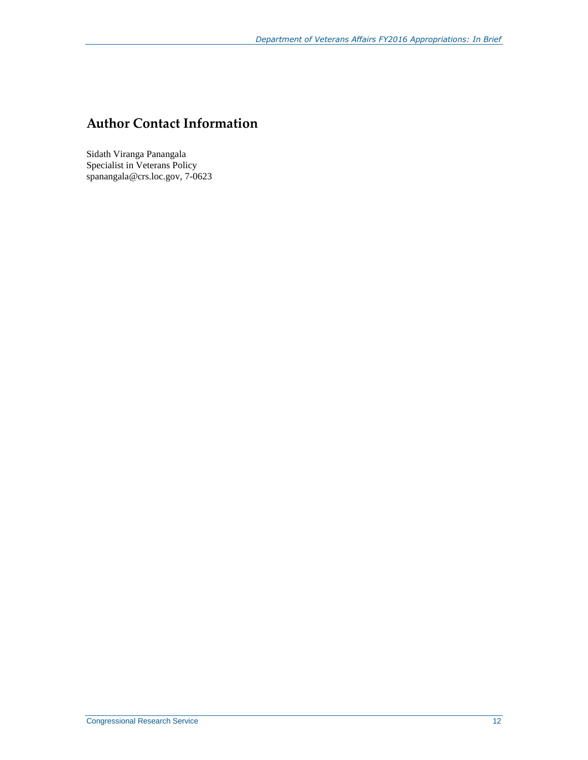## Author Contact Information

Sidath Viranga Panangala
Specialist in Veterans Policy
spanangala@crs.loc.gov, 7-0623